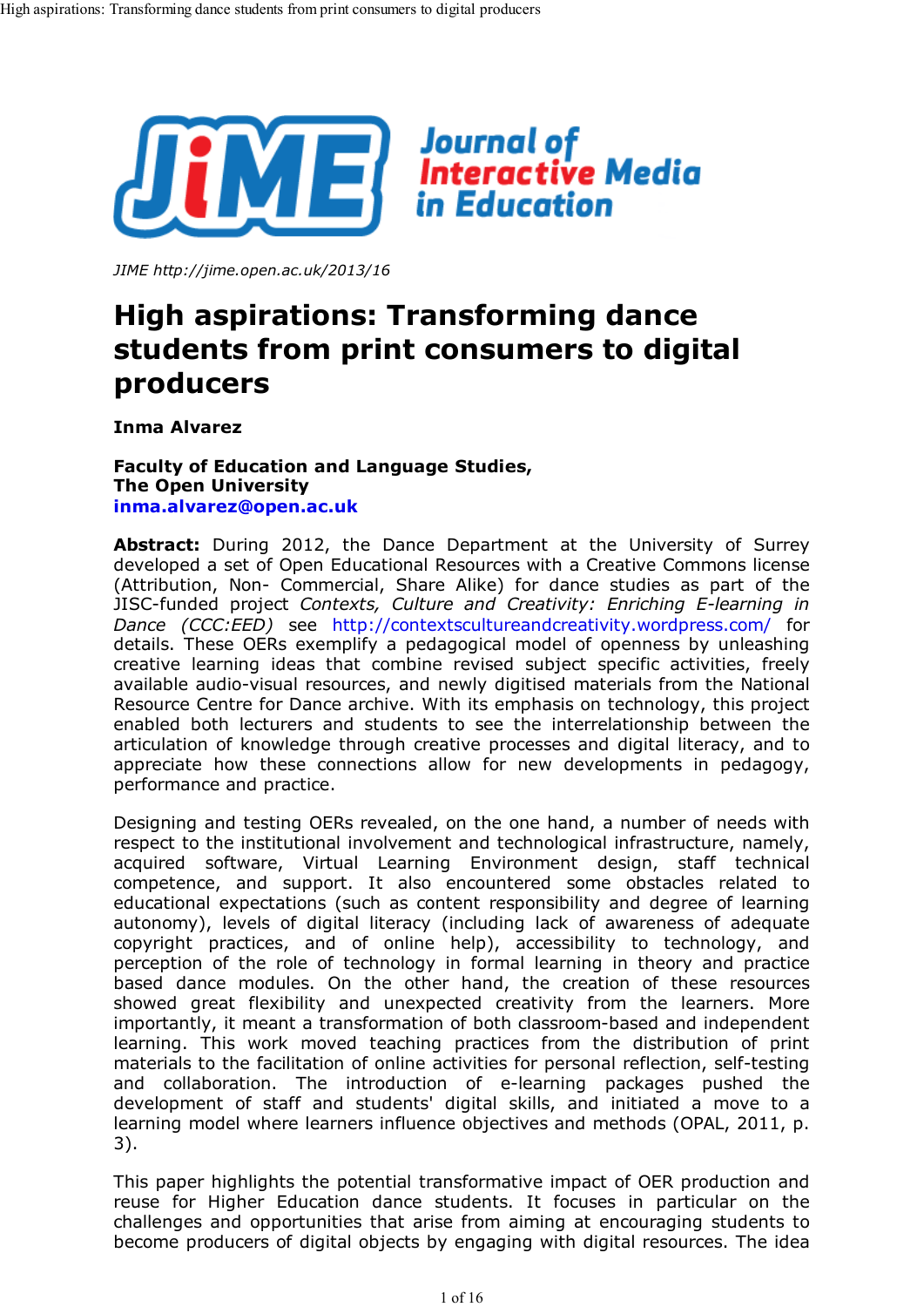JIME http://jime.open.ac.uk/2013/16

# High aspirations: Transforming dance students from print consumers to digital producers

**Inma Alvarez**

**Faculty of Education and Language Studies,**
**The Open University**
**inma.alvarez@open.ac.uk**

**Abstract:** During 2012, the Dance Department at the University of Surrey developed a set of Open Educational Resources with a Creative Commons license (Attribution, Non- Commercial, Share Alike) for dance studies as part of the JISC-funded project *Contexts, Culture and Creativity: Enriching E-learning in Dance (CCC:EED)* see http://contextscultureandcreativity.wordpress.com/ for details. These OERs exemplify a pedagogical model of openness by unleashing creative learning ideas that combine revised subject specific activities, freely available audio-visual resources, and newly digitised materials from the National Resource Centre for Dance archive. With its emphasis on technology, this project enabled both lecturers and students to see the interrelationship between the articulation of knowledge through creative processes and digital literacy, and to appreciate how these connections allow for new developments in pedagogy, performance and practice.

Designing and testing OERs revealed, on the one hand, a number of needs with respect to the institutional involvement and technological infrastructure, namely, acquired software, Virtual Learning Environment design, staff technical competence, and support. It also encountered some obstacles related to educational expectations (such as content responsibility and degree of learning autonomy), levels of digital literacy (including lack of awareness of adequate copyright practices, and of online help), accessibility to technology, and perception of the role of technology in formal learning in theory and practice based dance modules. On the other hand, the creation of these resources showed great flexibility and unexpected creativity from the learners. More importantly, it meant a transformation of both classroom-based and independent learning. This work moved teaching practices from the distribution of print materials to the facilitation of online activities for personal reflection, self-testing and collaboration. The introduction of e-learning packages pushed the development of staff and students' digital skills, and initiated a move to a learning model where learners influence objectives and methods (OPAL, 2011, p. 3).

This paper highlights the potential transformative impact of OER production and reuse for Higher Education dance students. It focuses in particular on the challenges and opportunities that arise from aiming at encouraging students to become producers of digital objects by engaging with digital resources. The idea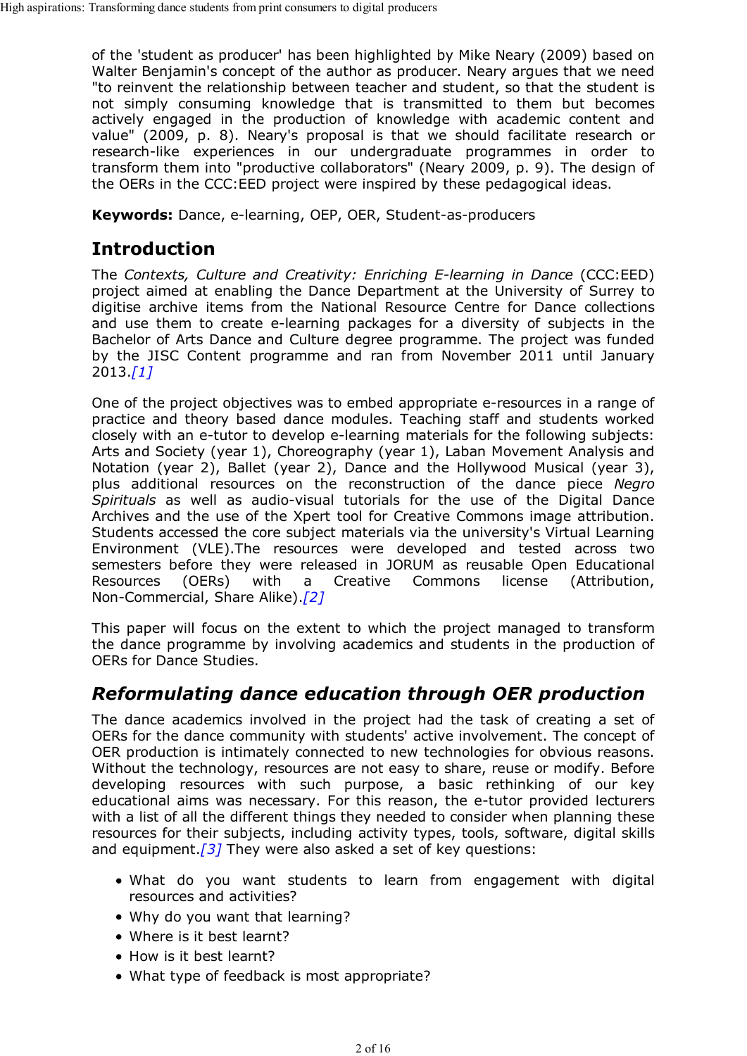of the 'student as producer' has been highlighted by Mike Neary (2009) based on Walter Benjamin's concept of the author as producer. Neary argues that we need "to reinvent the relationship between teacher and student, so that the student is not simply consuming knowledge that is transmitted to them but becomes actively engaged in the production of knowledge with academic content and value" (2009, p. 8). Neary's proposal is that we should facilitate research or research-like experiences in our undergraduate programmes in order to transform them into "productive collaborators" (Neary 2009, p. 9). The design of the OERs in the CCC:EED project were inspired by these pedagogical ideas.

**Keywords:** Dance, e-learning, OEP, OER, Student-as-producers

## Introduction

The *Contexts, Culture and Creativity: Enriching E-learning in Dance* (CCC:EED) project aimed at enabling the Dance Department at the University of Surrey to digitise archive items from the National Resource Centre for Dance collections and use them to create e-learning packages for a diversity of subjects in the Bachelor of Arts Dance and Culture degree programme. The project was funded by the JISC Content programme and ran from November 2011 until January 2013.*[1]*

One of the project objectives was to embed appropriate e-resources in a range of practice and theory based dance modules. Teaching staff and students worked closely with an e-tutor to develop e-learning materials for the following subjects: Arts and Society (year 1), Choreography (year 1), Laban Movement Analysis and Notation (year 2), Ballet (year 2), Dance and the Hollywood Musical (year 3), plus additional resources on the reconstruction of the dance piece *Negro Spirituals* as well as audio-visual tutorials for the use of the Digital Dance Archives and the use of the Xpert tool for Creative Commons image attribution. Students accessed the core subject materials via the university's Virtual Learning Environment (VLE).The resources were developed and tested across two semesters before they were released in JORUM as reusable Open Educational Resources (OERs) with a Creative Commons license (Attribution, Non-Commercial, Share Alike).*[2]*

This paper will focus on the extent to which the project managed to transform the dance programme by involving academics and students in the production of OERs for Dance Studies.

## *Reformulating dance education through OER production*

The dance academics involved in the project had the task of creating a set of OERs for the dance community with students' active involvement. The concept of OER production is intimately connected to new technologies for obvious reasons. Without the technology, resources are not easy to share, reuse or modify. Before developing resources with such purpose, a basic rethinking of our key educational aims was necessary. For this reason, the e-tutor provided lecturers with a list of all the different things they needed to consider when planning these resources for their subjects, including activity types, tools, software, digital skills and equipment.*[3]* They were also asked a set of key questions:

- What do you want students to learn from engagement with digital resources and activities?
- Why do you want that learning?
- Where is it best learnt?
- How is it best learnt?
- What type of feedback is most appropriate?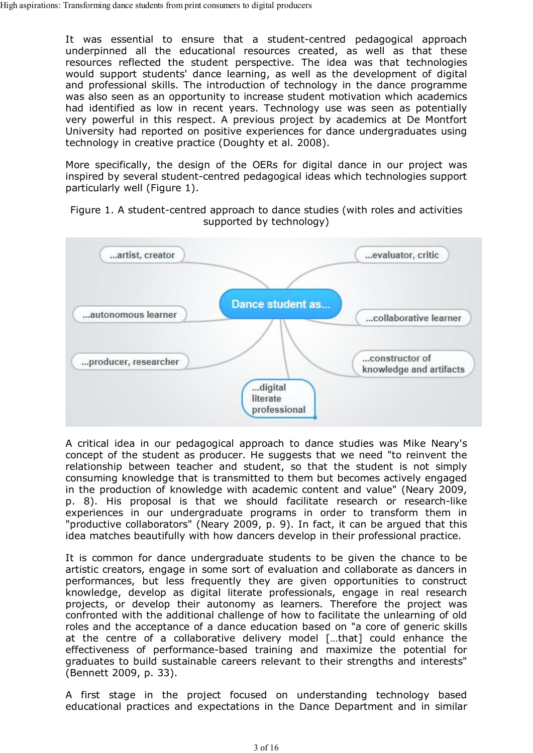It was essential to ensure that a student-centred pedagogical approach underpinned all the educational resources created, as well as that these resources reflected the student perspective. The idea was that technologies would support students' dance learning, as well as the development of digital and professional skills. The introduction of technology in the dance programme was also seen as an opportunity to increase student motivation which academics had identified as low in recent years. Technology use was seen as potentially very powerful in this respect. A previous project by academics at De Montfort University had reported on positive experiences for dance undergraduates using technology in creative practice (Doughty et al. 2008).

More specifically, the design of the OERs for digital dance in our project was inspired by several student-centred pedagogical ideas which technologies support particularly well (Figure 1).

Figure 1. A student-centred approach to dance studies (with roles and activities supported by technology)

A critical idea in our pedagogical approach to dance studies was Mike Neary's concept of the student as producer. He suggests that we need "to reinvent the relationship between teacher and student, so that the student is not simply consuming knowledge that is transmitted to them but becomes actively engaged in the production of knowledge with academic content and value" (Neary 2009, p. 8). His proposal is that we should facilitate research or research-like experiences in our undergraduate programs in order to transform them in "productive collaborators" (Neary 2009, p. 9). In fact, it can be argued that this idea matches beautifully with how dancers develop in their professional practice.

It is common for dance undergraduate students to be given the chance to be artistic creators, engage in some sort of evaluation and collaborate as dancers in performances, but less frequently they are given opportunities to construct knowledge, develop as digital literate professionals, engage in real research projects, or develop their autonomy as learners. Therefore the project was confronted with the additional challenge of how to facilitate the unlearning of old roles and the acceptance of a dance education based on "a core of generic skills at the centre of a collaborative delivery model […that] could enhance the effectiveness of performance-based training and maximize the potential for graduates to build sustainable careers relevant to their strengths and interests" (Bennett 2009, p. 33).

A first stage in the project focused on understanding technology based educational practices and expectations in the Dance Department and in similar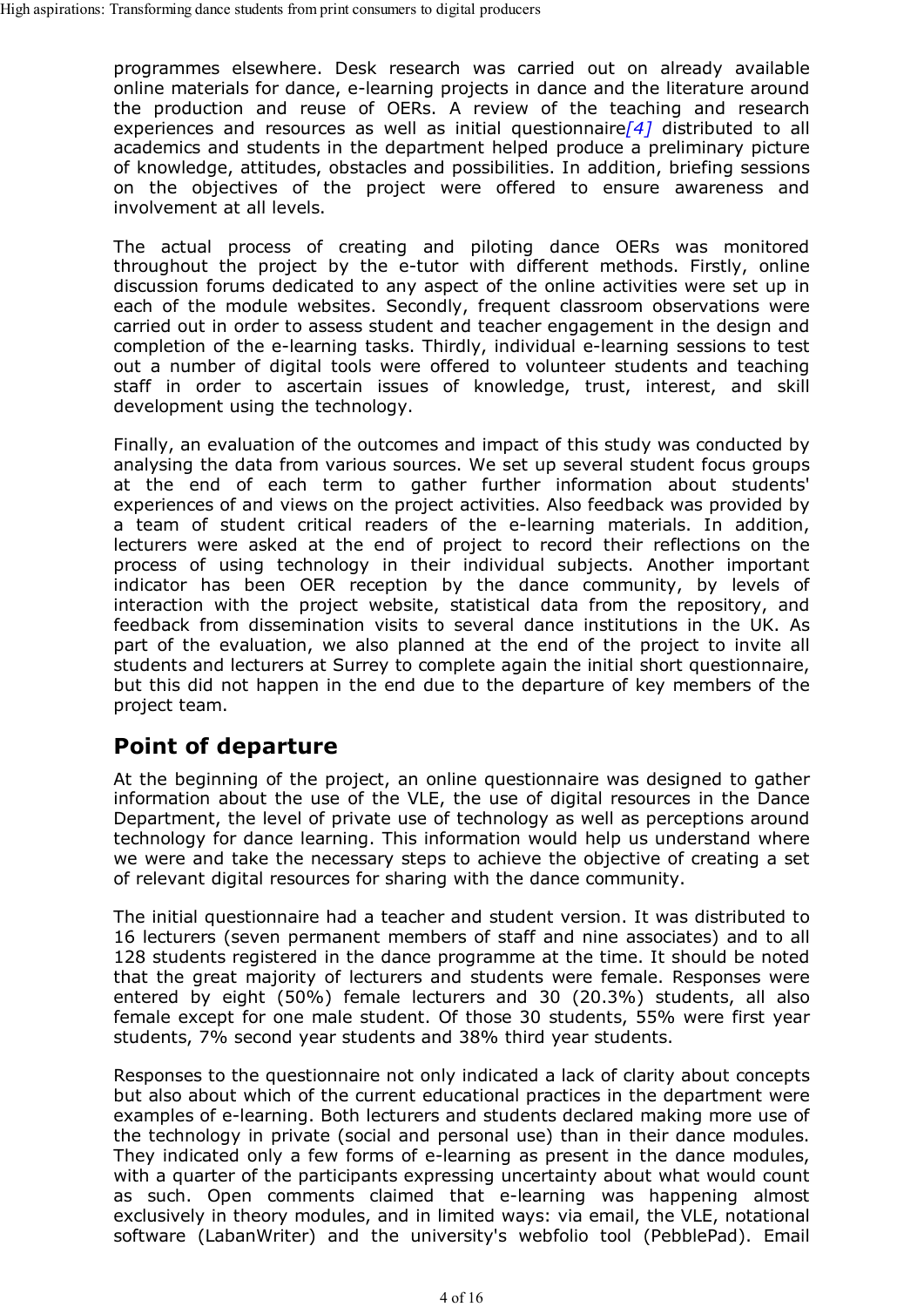programmes elsewhere. Desk research was carried out on already available online materials for dance, e-learning projects in dance and the literature around the production and reuse of OERs. A review of the teaching and research experiences and resources as well as initial questionnaire*[4]* distributed to all academics and students in the department helped produce a preliminary picture of knowledge, attitudes, obstacles and possibilities. In addition, briefing sessions on the objectives of the project were offered to ensure awareness and involvement at all levels.

The actual process of creating and piloting dance OERs was monitored throughout the project by the e-tutor with different methods. Firstly, online discussion forums dedicated to any aspect of the online activities were set up in each of the module websites. Secondly, frequent classroom observations were carried out in order to assess student and teacher engagement in the design and completion of the e-learning tasks. Thirdly, individual e-learning sessions to test out a number of digital tools were offered to volunteer students and teaching staff in order to ascertain issues of knowledge, trust, interest, and skill development using the technology.

Finally, an evaluation of the outcomes and impact of this study was conducted by analysing the data from various sources. We set up several student focus groups at the end of each term to gather further information about students' experiences of and views on the project activities. Also feedback was provided by a team of student critical readers of the e-learning materials. In addition, lecturers were asked at the end of project to record their reflections on the process of using technology in their individual subjects. Another important indicator has been OER reception by the dance community, by levels of interaction with the project website, statistical data from the repository, and feedback from dissemination visits to several dance institutions in the UK. As part of the evaluation, we also planned at the end of the project to invite all students and lecturers at Surrey to complete again the initial short questionnaire, but this did not happen in the end due to the departure of key members of the project team.

## Point of departure

At the beginning of the project, an online questionnaire was designed to gather information about the use of the VLE, the use of digital resources in the Dance Department, the level of private use of technology as well as perceptions around technology for dance learning. This information would help us understand where we were and take the necessary steps to achieve the objective of creating a set of relevant digital resources for sharing with the dance community.

The initial questionnaire had a teacher and student version. It was distributed to 16 lecturers (seven permanent members of staff and nine associates) and to all 128 students registered in the dance programme at the time. It should be noted that the great majority of lecturers and students were female. Responses were entered by eight (50%) female lecturers and 30 (20.3%) students, all also female except for one male student. Of those 30 students, 55% were first year students, 7% second year students and 38% third year students.

Responses to the questionnaire not only indicated a lack of clarity about concepts but also about which of the current educational practices in the department were examples of e-learning. Both lecturers and students declared making more use of the technology in private (social and personal use) than in their dance modules. They indicated only a few forms of e-learning as present in the dance modules, with a quarter of the participants expressing uncertainty about what would count as such. Open comments claimed that e-learning was happening almost exclusively in theory modules, and in limited ways: via email, the VLE, notational software (LabanWriter) and the university's webfolio tool (PebblePad). Email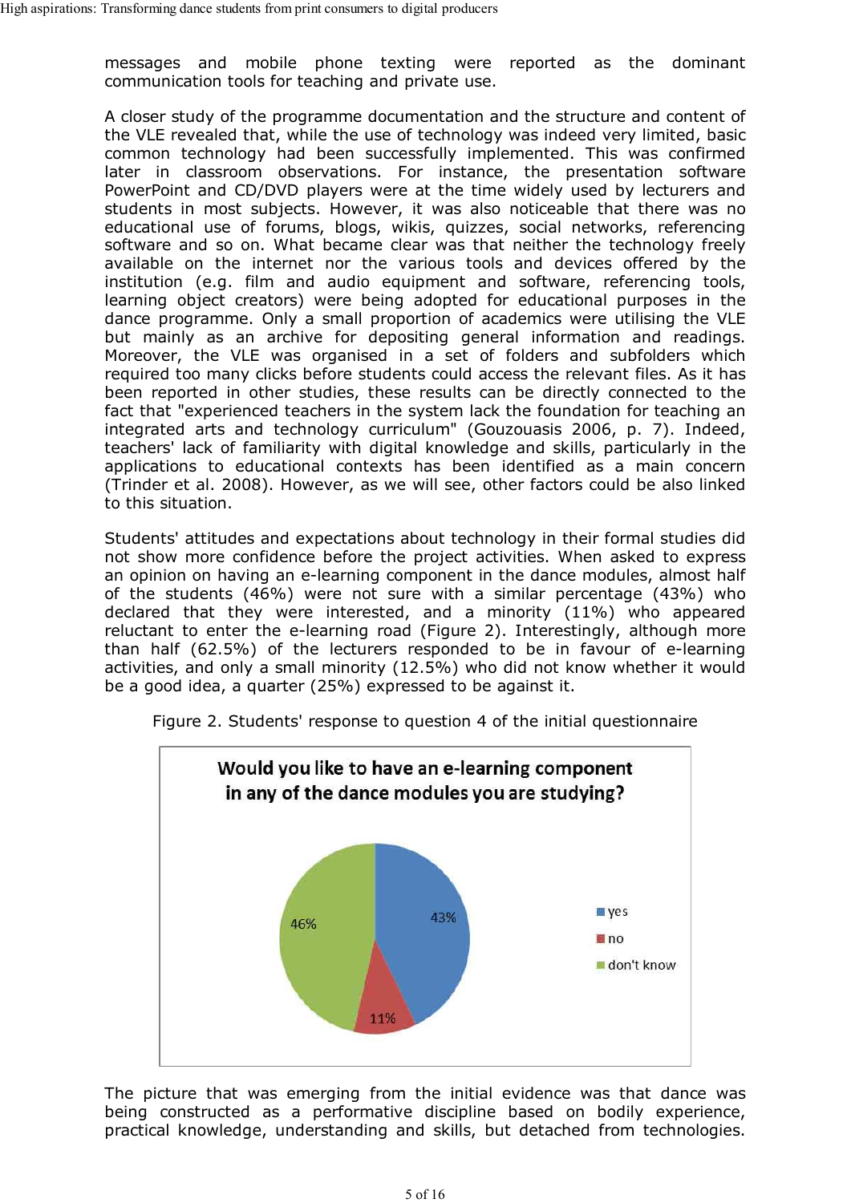messages and mobile phone texting were reported as the dominant communication tools for teaching and private use.

A closer study of the programme documentation and the structure and content of the VLE revealed that, while the use of technology was indeed very limited, basic common technology had been successfully implemented. This was confirmed later in classroom observations. For instance, the presentation software PowerPoint and CD/DVD players were at the time widely used by lecturers and students in most subjects. However, it was also noticeable that there was no educational use of forums, blogs, wikis, quizzes, social networks, referencing software and so on. What became clear was that neither the technology freely available on the internet nor the various tools and devices offered by the institution (e.g. film and audio equipment and software, referencing tools, learning object creators) were being adopted for educational purposes in the dance programme. Only a small proportion of academics were utilising the VLE but mainly as an archive for depositing general information and readings. Moreover, the VLE was organised in a set of folders and subfolders which required too many clicks before students could access the relevant files. As it has been reported in other studies, these results can be directly connected to the fact that "experienced teachers in the system lack the foundation for teaching an integrated arts and technology curriculum" (Gouzouasis 2006, p. 7). Indeed, teachers' lack of familiarity with digital knowledge and skills, particularly in the applications to educational contexts has been identified as a main concern (Trinder et al. 2008). However, as we will see, other factors could be also linked to this situation.

Students' attitudes and expectations about technology in their formal studies did not show more confidence before the project activities. When asked to express an opinion on having an e-learning component in the dance modules, almost half of the students (46%) were not sure with a similar percentage (43%) who declared that they were interested, and a minority (11%) who appeared reluctant to enter the e-learning road (Figure 2). Interestingly, although more than half (62.5%) of the lecturers responded to be in favour of e-learning activities, and only a small minority (12.5%) who did not know whether it would be a good idea, a quarter (25%) expressed to be against it.

Figure 2. Students' response to question 4 of the initial questionnaire

**Would you like to have an e-learning component in any of the dance modules you are studying?**

| Response | Percentage |
|---|---|
| yes | 43% |
| no | 11% |
| don't know | 46% |

The picture that was emerging from the initial evidence was that dance was being constructed as a performative discipline based on bodily experience, practical knowledge, understanding and skills, but detached from technologies.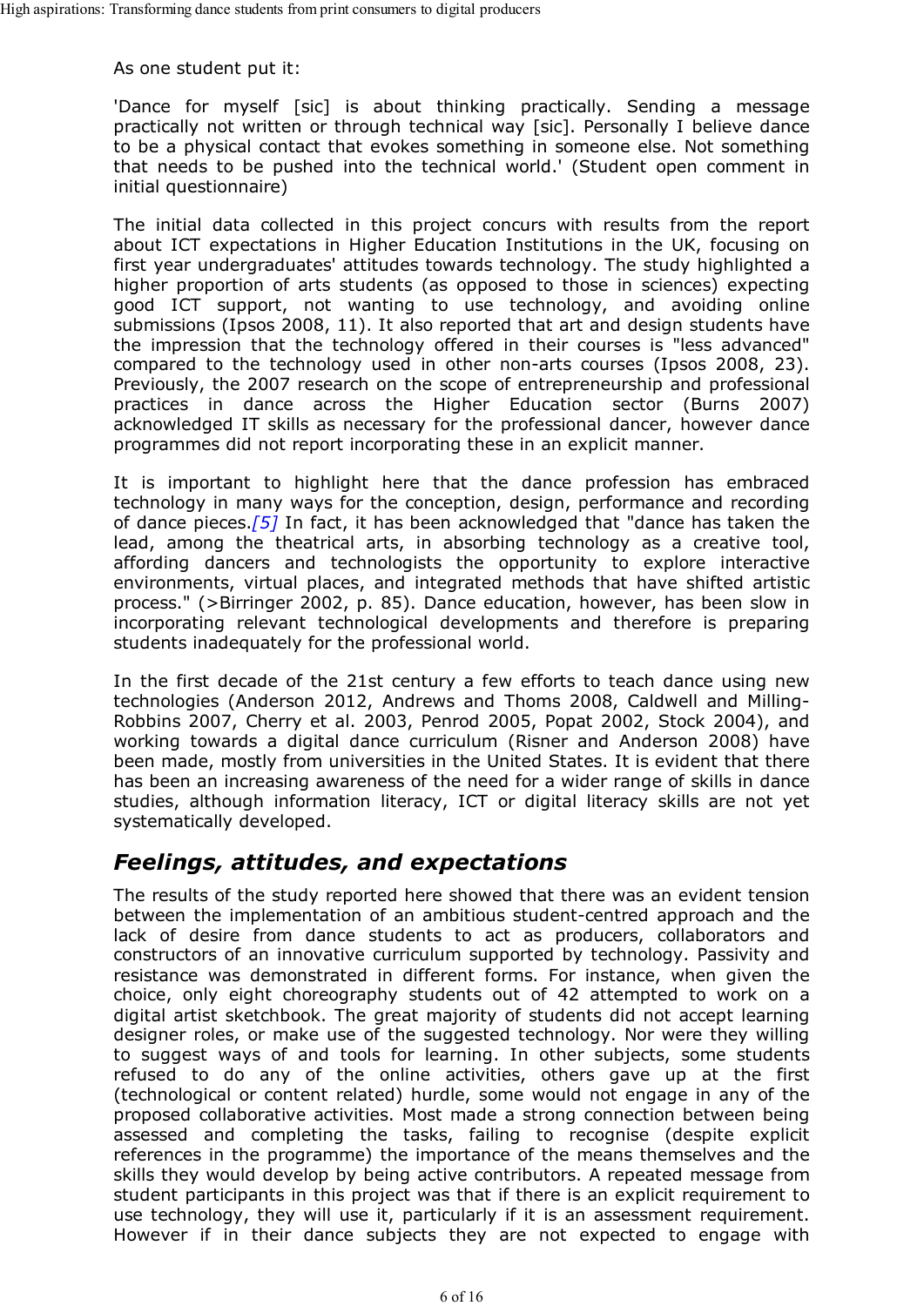As one student put it:

'Dance for myself [sic] is about thinking practically. Sending a message practically not written or through technical way [sic]. Personally I believe dance to be a physical contact that evokes something in someone else. Not something that needs to be pushed into the technical world.' (Student open comment in initial questionnaire)

The initial data collected in this project concurs with results from the report about ICT expectations in Higher Education Institutions in the UK, focusing on first year undergraduates' attitudes towards technology. The study highlighted a higher proportion of arts students (as opposed to those in sciences) expecting good ICT support, not wanting to use technology, and avoiding online submissions (Ipsos 2008, 11). It also reported that art and design students have the impression that the technology offered in their courses is "less advanced" compared to the technology used in other non-arts courses (Ipsos 2008, 23). Previously, the 2007 research on the scope of entrepreneurship and professional practices in dance across the Higher Education sector (Burns 2007) acknowledged IT skills as necessary for the professional dancer, however dance programmes did not report incorporating these in an explicit manner.

It is important to highlight here that the dance profession has embraced technology in many ways for the conception, design, performance and recording of dance pieces.*[5]* In fact, it has been acknowledged that "dance has taken the lead, among the theatrical arts, in absorbing technology as a creative tool, affording dancers and technologists the opportunity to explore interactive environments, virtual places, and integrated methods that have shifted artistic process." (>Birringer 2002, p. 85). Dance education, however, has been slow in incorporating relevant technological developments and therefore is preparing students inadequately for the professional world.

In the first decade of the 21st century a few efforts to teach dance using new technologies (Anderson 2012, Andrews and Thoms 2008, Caldwell and Milling-Robbins 2007, Cherry et al. 2003, Penrod 2005, Popat 2002, Stock 2004), and working towards a digital dance curriculum (Risner and Anderson 2008) have been made, mostly from universities in the United States. It is evident that there has been an increasing awareness of the need for a wider range of skills in dance studies, although information literacy, ICT or digital literacy skills are not yet systematically developed.

## *Feelings, attitudes, and expectations*

The results of the study reported here showed that there was an evident tension between the implementation of an ambitious student-centred approach and the lack of desire from dance students to act as producers, collaborators and constructors of an innovative curriculum supported by technology. Passivity and resistance was demonstrated in different forms. For instance, when given the choice, only eight choreography students out of 42 attempted to work on a digital artist sketchbook. The great majority of students did not accept learning designer roles, or make use of the suggested technology. Nor were they willing to suggest ways of and tools for learning. In other subjects, some students refused to do any of the online activities, others gave up at the first (technological or content related) hurdle, some would not engage in any of the proposed collaborative activities. Most made a strong connection between being assessed and completing the tasks, failing to recognise (despite explicit references in the programme) the importance of the means themselves and the skills they would develop by being active contributors. A repeated message from student participants in this project was that if there is an explicit requirement to use technology, they will use it, particularly if it is an assessment requirement. However if in their dance subjects they are not expected to engage with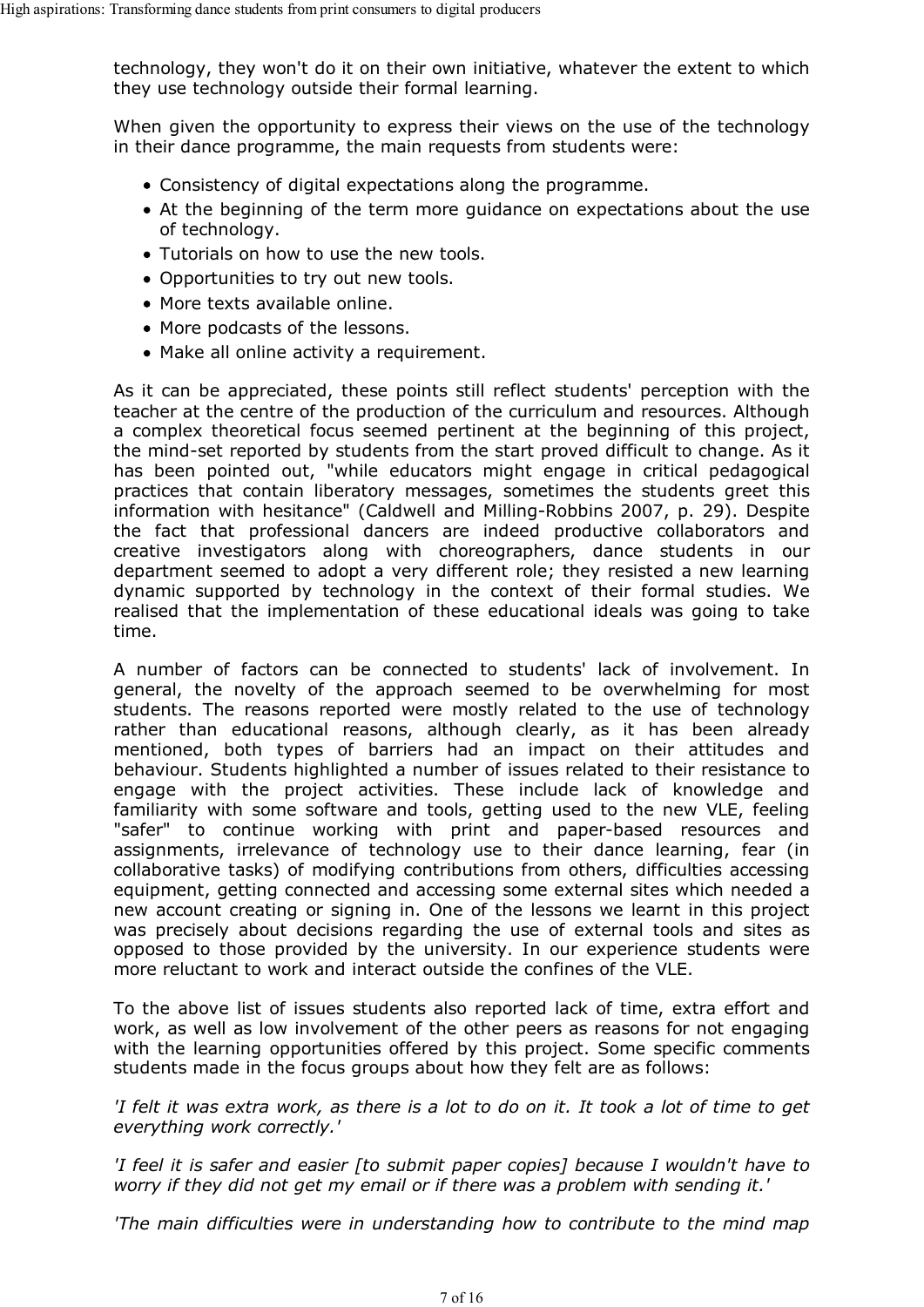technology, they won't do it on their own initiative, whatever the extent to which they use technology outside their formal learning.

When given the opportunity to express their views on the use of the technology in their dance programme, the main requests from students were:

- Consistency of digital expectations along the programme.
- At the beginning of the term more guidance on expectations about the use of technology.
- Tutorials on how to use the new tools.
- Opportunities to try out new tools.
- More texts available online.
- More podcasts of the lessons.
- Make all online activity a requirement.

As it can be appreciated, these points still reflect students' perception with the teacher at the centre of the production of the curriculum and resources. Although a complex theoretical focus seemed pertinent at the beginning of this project, the mind-set reported by students from the start proved difficult to change. As it has been pointed out, "while educators might engage in critical pedagogical practices that contain liberatory messages, sometimes the students greet this information with hesitance" (Caldwell and Milling-Robbins 2007, p. 29). Despite the fact that professional dancers are indeed productive collaborators and creative investigators along with choreographers, dance students in our department seemed to adopt a very different role; they resisted a new learning dynamic supported by technology in the context of their formal studies. We realised that the implementation of these educational ideals was going to take time.

A number of factors can be connected to students' lack of involvement. In general, the novelty of the approach seemed to be overwhelming for most students. The reasons reported were mostly related to the use of technology rather than educational reasons, although clearly, as it has been already mentioned, both types of barriers had an impact on their attitudes and behaviour. Students highlighted a number of issues related to their resistance to engage with the project activities. These include lack of knowledge and familiarity with some software and tools, getting used to the new VLE, feeling "safer" to continue working with print and paper-based resources and assignments, irrelevance of technology use to their dance learning, fear (in collaborative tasks) of modifying contributions from others, difficulties accessing equipment, getting connected and accessing some external sites which needed a new account creating or signing in. One of the lessons we learnt in this project was precisely about decisions regarding the use of external tools and sites as opposed to those provided by the university. In our experience students were more reluctant to work and interact outside the confines of the VLE.

To the above list of issues students also reported lack of time, extra effort and work, as well as low involvement of the other peers as reasons for not engaging with the learning opportunities offered by this project. Some specific comments students made in the focus groups about how they felt are as follows:

*'I felt it was extra work, as there is a lot to do on it. It took a lot of time to get everything work correctly.'*

*'I feel it is safer and easier [to submit paper copies] because I wouldn't have to worry if they did not get my email or if there was a problem with sending it.'*

*'The main difficulties were in understanding how to contribute to the mind map*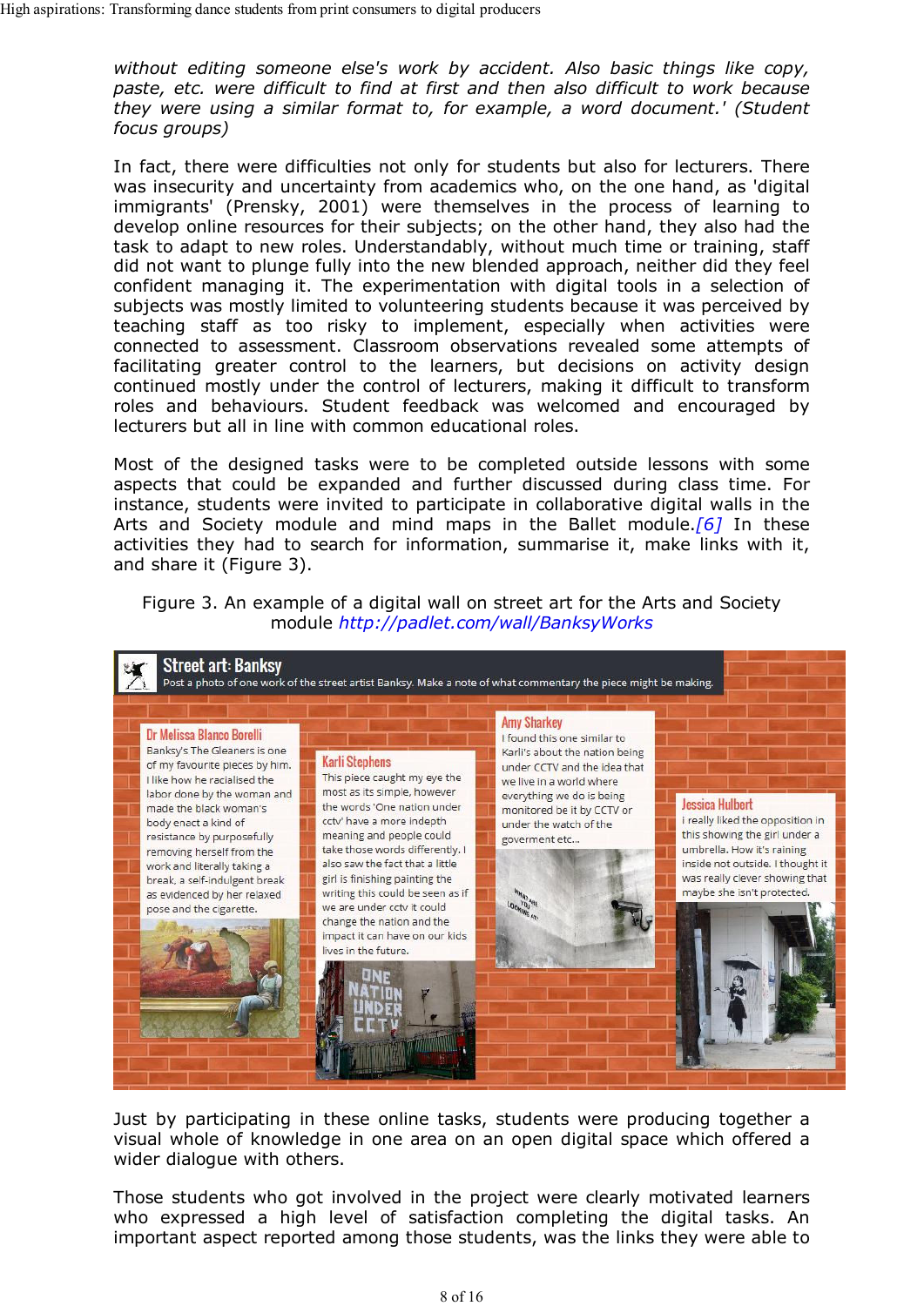*without editing someone else's work by accident. Also basic things like copy, paste, etc. were difficult to find at first and then also difficult to work because they were using a similar format to, for example, a word document.' (Student focus groups)*

In fact, there were difficulties not only for students but also for lecturers. There was insecurity and uncertainty from academics who, on the one hand, as 'digital immigrants' (Prensky, 2001) were themselves in the process of learning to develop online resources for their subjects; on the other hand, they also had the task to adapt to new roles. Understandably, without much time or training, staff did not want to plunge fully into the new blended approach, neither did they feel confident managing it. The experimentation with digital tools in a selection of subjects was mostly limited to volunteering students because it was perceived by teaching staff as too risky to implement, especially when activities were connected to assessment. Classroom observations revealed some attempts of facilitating greater control to the learners, but decisions on activity design continued mostly under the control of lecturers, making it difficult to transform roles and behaviours. Student feedback was welcomed and encouraged by lecturers but all in line with common educational roles.

Most of the designed tasks were to be completed outside lessons with some aspects that could be expanded and further discussed during class time. For instance, students were invited to participate in collaborative digital walls in the Arts and Society module and mind maps in the Ballet module.*[6]* In these activities they had to search for information, summarise it, make links with it, and share it (Figure 3).

Figure 3. An example of a digital wall on street art for the Arts and Society module *http://padlet.com/wall/BanksyWorks*

Just by participating in these online tasks, students were producing together a visual whole of knowledge in one area on an open digital space which offered a wider dialogue with others.

Those students who got involved in the project were clearly motivated learners who expressed a high level of satisfaction completing the digital tasks. An important aspect reported among those students, was the links they were able to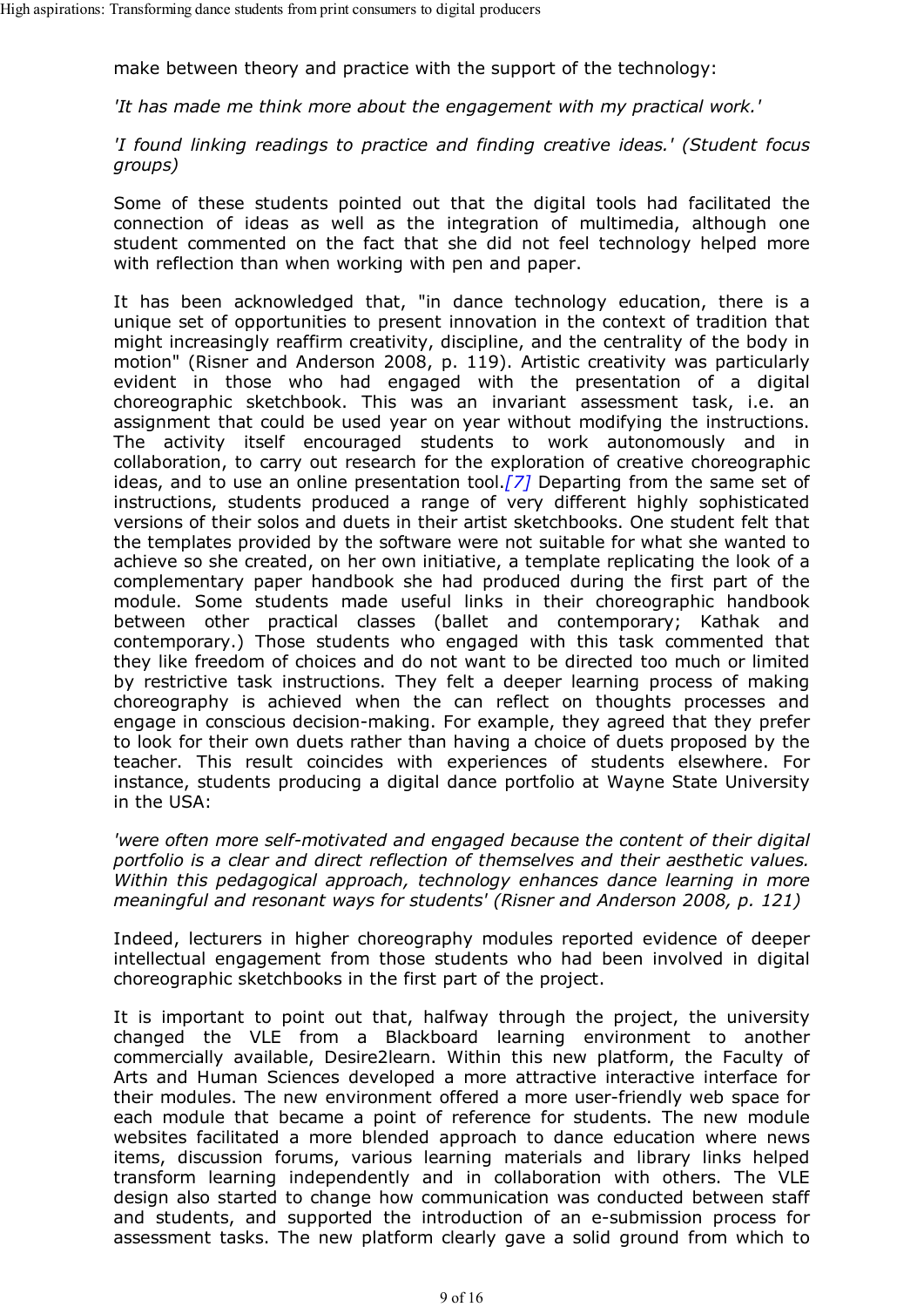make between theory and practice with the support of the technology:

*'It has made me think more about the engagement with my practical work.'*

*'I found linking readings to practice and finding creative ideas.' (Student focus groups)*

Some of these students pointed out that the digital tools had facilitated the connection of ideas as well as the integration of multimedia, although one student commented on the fact that she did not feel technology helped more with reflection than when working with pen and paper.

It has been acknowledged that, "in dance technology education, there is a unique set of opportunities to present innovation in the context of tradition that might increasingly reaffirm creativity, discipline, and the centrality of the body in motion" (Risner and Anderson 2008, p. 119). Artistic creativity was particularly evident in those who had engaged with the presentation of a digital choreographic sketchbook. This was an invariant assessment task, i.e. an assignment that could be used year on year without modifying the instructions. The activity itself encouraged students to work autonomously and in collaboration, to carry out research for the exploration of creative choreographic ideas, and to use an online presentation tool.*[7]* Departing from the same set of instructions, students produced a range of very different highly sophisticated versions of their solos and duets in their artist sketchbooks. One student felt that the templates provided by the software were not suitable for what she wanted to achieve so she created, on her own initiative, a template replicating the look of a complementary paper handbook she had produced during the first part of the module. Some students made useful links in their choreographic handbook between other practical classes (ballet and contemporary; Kathak and contemporary.) Those students who engaged with this task commented that they like freedom of choices and do not want to be directed too much or limited by restrictive task instructions. They felt a deeper learning process of making choreography is achieved when the can reflect on thoughts processes and engage in conscious decision-making. For example, they agreed that they prefer to look for their own duets rather than having a choice of duets proposed by the teacher. This result coincides with experiences of students elsewhere. For instance, students producing a digital dance portfolio at Wayne State University in the USA:

*'were often more self-motivated and engaged because the content of their digital portfolio is a clear and direct reflection of themselves and their aesthetic values. Within this pedagogical approach, technology enhances dance learning in more meaningful and resonant ways for students' (Risner and Anderson 2008, p. 121)*

Indeed, lecturers in higher choreography modules reported evidence of deeper intellectual engagement from those students who had been involved in digital choreographic sketchbooks in the first part of the project.

It is important to point out that, halfway through the project, the university changed the VLE from a Blackboard learning environment to another commercially available, Desire2learn. Within this new platform, the Faculty of Arts and Human Sciences developed a more attractive interactive interface for their modules. The new environment offered a more user-friendly web space for each module that became a point of reference for students. The new module websites facilitated a more blended approach to dance education where news items, discussion forums, various learning materials and library links helped transform learning independently and in collaboration with others. The VLE design also started to change how communication was conducted between staff and students, and supported the introduction of an e-submission process for assessment tasks. The new platform clearly gave a solid ground from which to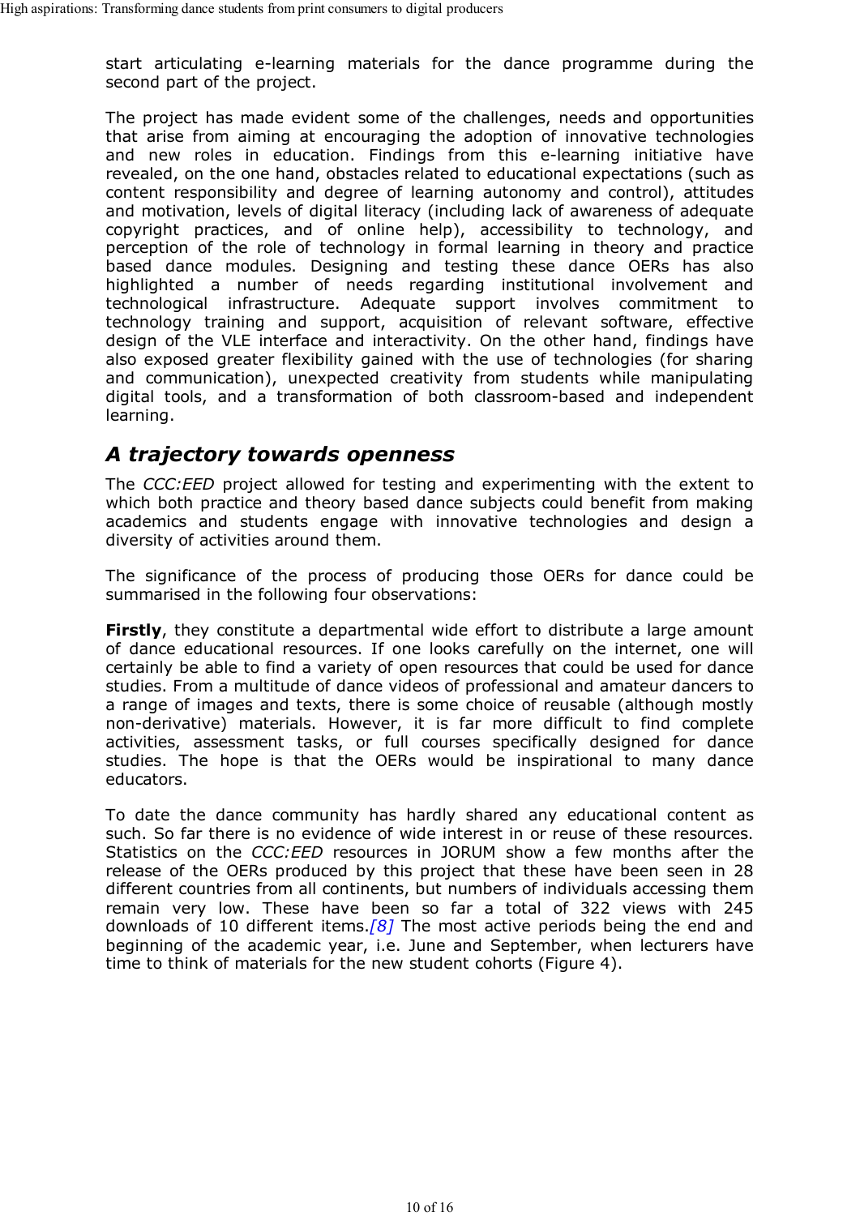start articulating e-learning materials for the dance programme during the second part of the project.

The project has made evident some of the challenges, needs and opportunities that arise from aiming at encouraging the adoption of innovative technologies and new roles in education. Findings from this e-learning initiative have revealed, on the one hand, obstacles related to educational expectations (such as content responsibility and degree of learning autonomy and control), attitudes and motivation, levels of digital literacy (including lack of awareness of adequate copyright practices, and of online help), accessibility to technology, and perception of the role of technology in formal learning in theory and practice based dance modules. Designing and testing these dance OERs has also highlighted a number of needs regarding institutional involvement and technological infrastructure. Adequate support involves commitment to technology training and support, acquisition of relevant software, effective design of the VLE interface and interactivity. On the other hand, findings have also exposed greater flexibility gained with the use of technologies (for sharing and communication), unexpected creativity from students while manipulating digital tools, and a transformation of both classroom-based and independent learning.

## *A trajectory towards openness*

The *CCC:EED* project allowed for testing and experimenting with the extent to which both practice and theory based dance subjects could benefit from making academics and students engage with innovative technologies and design a diversity of activities around them.

The significance of the process of producing those OERs for dance could be summarised in the following four observations:

**Firstly**, they constitute a departmental wide effort to distribute a large amount of dance educational resources. If one looks carefully on the internet, one will certainly be able to find a variety of open resources that could be used for dance studies. From a multitude of dance videos of professional and amateur dancers to a range of images and texts, there is some choice of reusable (although mostly non-derivative) materials. However, it is far more difficult to find complete activities, assessment tasks, or full courses specifically designed for dance studies. The hope is that the OERs would be inspirational to many dance educators.

To date the dance community has hardly shared any educational content as such. So far there is no evidence of wide interest in or reuse of these resources. Statistics on the *CCC:EED* resources in JORUM show a few months after the release of the OERs produced by this project that these have been seen in 28 different countries from all continents, but numbers of individuals accessing them remain very low. These have been so far a total of 322 views with 245 downloads of 10 different items.[8] The most active periods being the end and beginning of the academic year, i.e. June and September, when lecturers have time to think of materials for the new student cohorts (Figure 4).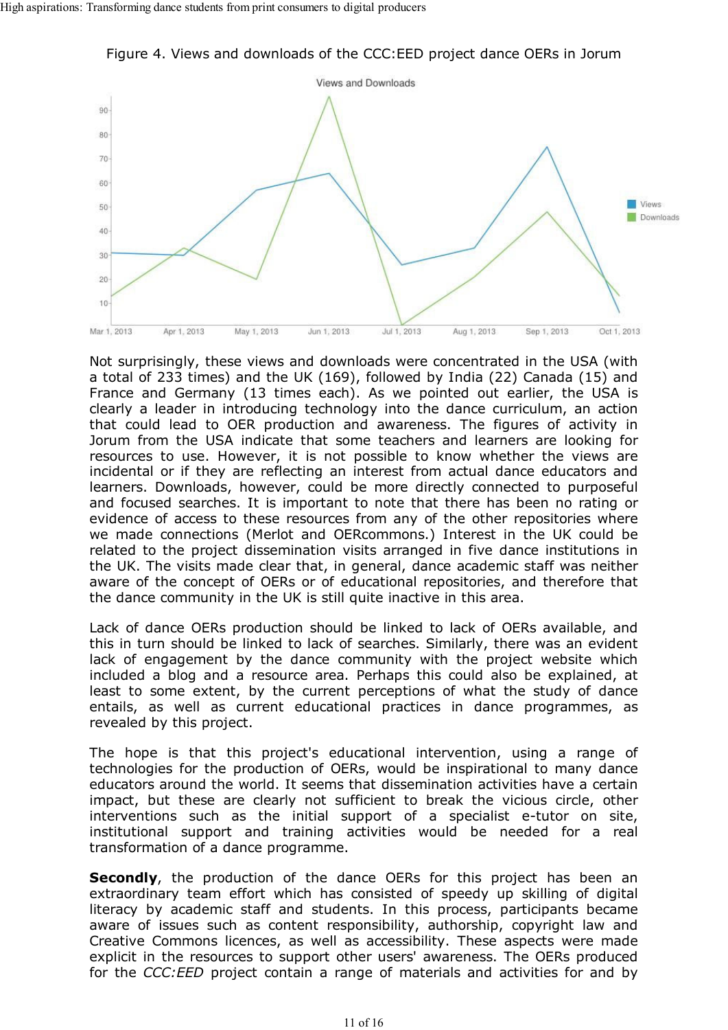Figure 4. Views and downloads of the CCC:EED project dance OERs in Jorum

Not surprisingly, these views and downloads were concentrated in the USA (with a total of 233 times) and the UK (169), followed by India (22) Canada (15) and France and Germany (13 times each). As we pointed out earlier, the USA is clearly a leader in introducing technology into the dance curriculum, an action that could lead to OER production and awareness. The figures of activity in Jorum from the USA indicate that some teachers and learners are looking for resources to use. However, it is not possible to know whether the views are incidental or if they are reflecting an interest from actual dance educators and learners. Downloads, however, could be more directly connected to purposeful and focused searches. It is important to note that there has been no rating or evidence of access to these resources from any of the other repositories where we made connections (Merlot and OERcommons.) Interest in the UK could be related to the project dissemination visits arranged in five dance institutions in the UK. The visits made clear that, in general, dance academic staff was neither aware of the concept of OERs or of educational repositories, and therefore that the dance community in the UK is still quite inactive in this area.

Lack of dance OERs production should be linked to lack of OERs available, and this in turn should be linked to lack of searches. Similarly, there was an evident lack of engagement by the dance community with the project website which included a blog and a resource area. Perhaps this could also be explained, at least to some extent, by the current perceptions of what the study of dance entails, as well as current educational practices in dance programmes, as revealed by this project.

The hope is that this project's educational intervention, using a range of technologies for the production of OERs, would be inspirational to many dance educators around the world. It seems that dissemination activities have a certain impact, but these are clearly not sufficient to break the vicious circle, other interventions such as the initial support of a specialist e-tutor on site, institutional support and training activities would be needed for a real transformation of a dance programme.

**Secondly**, the production of the dance OERs for this project has been an extraordinary team effort which has consisted of speedy up skilling of digital literacy by academic staff and students. In this process, participants became aware of issues such as content responsibility, authorship, copyright law and Creative Commons licences, as well as accessibility. These aspects were made explicit in the resources to support other users' awareness. The OERs produced for the *CCC:EED* project contain a range of materials and activities for and by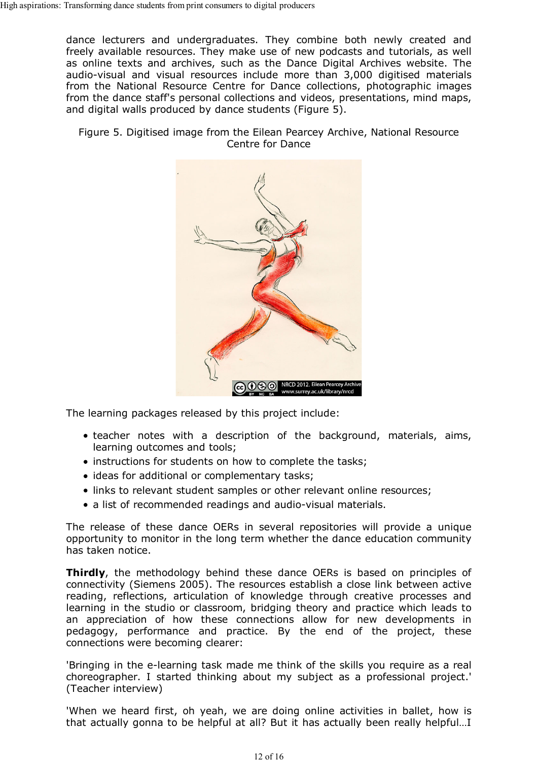dance lecturers and undergraduates. They combine both newly created and freely available resources. They make use of new podcasts and tutorials, as well as online texts and archives, such as the Dance Digital Archives website. The audio-visual and visual resources include more than 3,000 digitised materials from the National Resource Centre for Dance collections, photographic images from the dance staff's personal collections and videos, presentations, mind maps, and digital walls produced by dance students (Figure 5).

Figure 5. Digitised image from the Eilean Pearcey Archive, National Resource Centre for Dance

The learning packages released by this project include:

- teacher notes with a description of the background, materials, aims, learning outcomes and tools;
- instructions for students on how to complete the tasks;
- ideas for additional or complementary tasks;
- links to relevant student samples or other relevant online resources;
- a list of recommended readings and audio-visual materials.

The release of these dance OERs in several repositories will provide a unique opportunity to monitor in the long term whether the dance education community has taken notice.

**Thirdly**, the methodology behind these dance OERs is based on principles of connectivity (Siemens 2005). The resources establish a close link between active reading, reflections, articulation of knowledge through creative processes and learning in the studio or classroom, bridging theory and practice which leads to an appreciation of how these connections allow for new developments in pedagogy, performance and practice. By the end of the project, these connections were becoming clearer:

'Bringing in the e-learning task made me think of the skills you require as a real choreographer. I started thinking about my subject as a professional project.' (Teacher interview)

'When we heard first, oh yeah, we are doing online activities in ballet, how is that actually gonna to be helpful at all? But it has actually been really helpful…I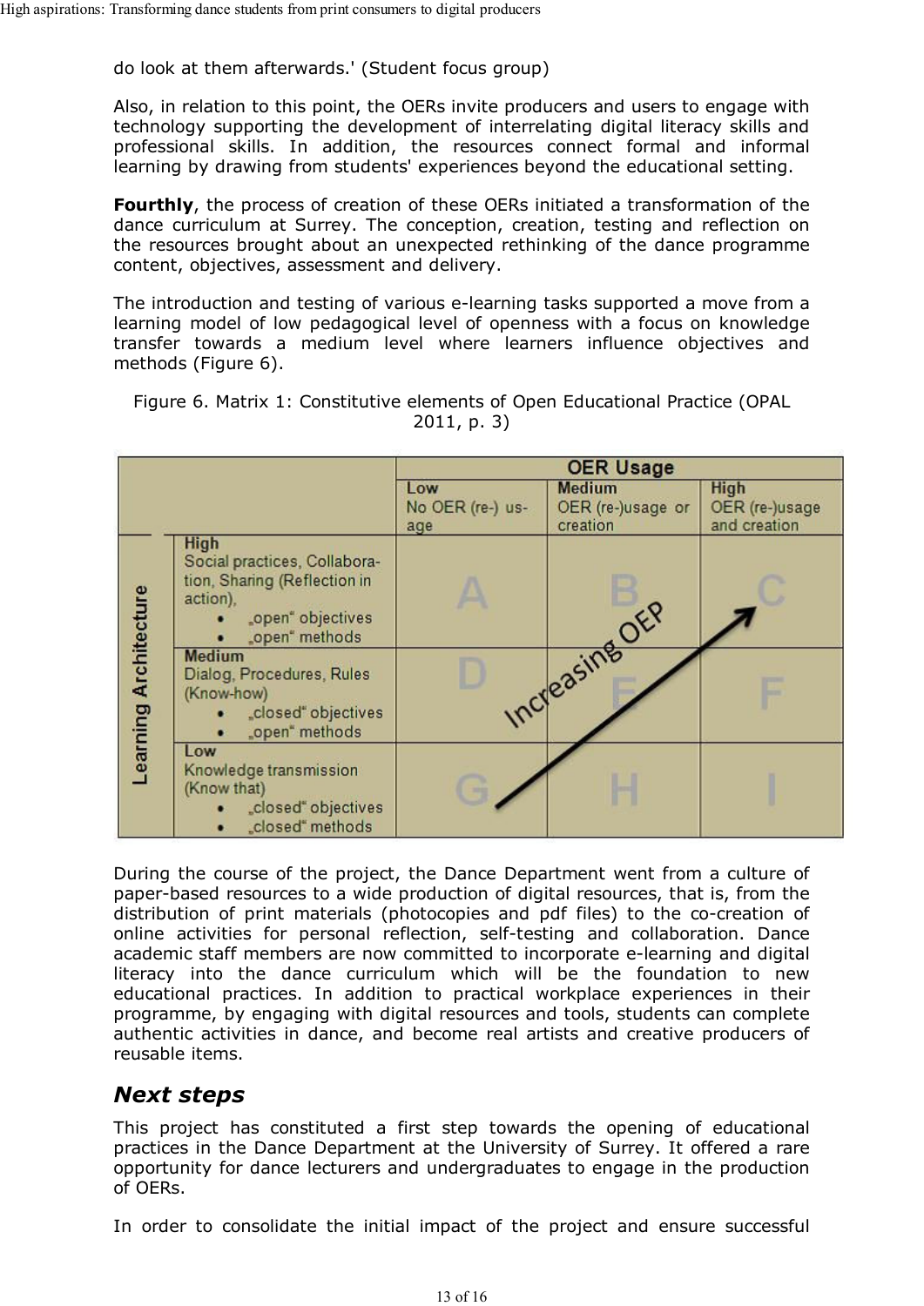do look at them afterwards.' (Student focus group)

Also, in relation to this point, the OERs invite producers and users to engage with technology supporting the development of interrelating digital literacy skills and professional skills. In addition, the resources connect formal and informal learning by drawing from students' experiences beyond the educational setting.

**Fourthly**, the process of creation of these OERs initiated a transformation of the dance curriculum at Surrey. The conception, creation, testing and reflection on the resources brought about an unexpected rethinking of the dance programme content, objectives, assessment and delivery.

The introduction and testing of various e-learning tasks supported a move from a learning model of low pedagogical level of openness with a focus on knowledge transfer towards a medium level where learners influence objectives and methods (Figure 6).

Figure 6. Matrix 1: Constitutive elements of Open Educational Practice (OPAL 2011, p. 3)

| Learning Architecture | OER Usage: Low<br>No OER (re-) usage | OER Usage: Medium<br>OER (re-)usage or creation | OER Usage: High<br>OER (re-)usage and creation |
|---|---|---|---|
| **High**<br>Social practices, Collaboration, Sharing (Reflection in action),<br>• „open" objectives<br>• „open" methods | A | B | C |
| **Medium**<br>Dialog, Procedures, Rules (Know-how)<br>• „closed" objectives<br>• „open" methods | D | E | F |
| **Low**<br>Knowledge transmission (Know that)<br>• „closed" objectives<br>• „closed" methods | G | H | I |

Increasing OEP (arrow from G to C)

During the course of the project, the Dance Department went from a culture of paper-based resources to a wide production of digital resources, that is, from the distribution of print materials (photocopies and pdf files) to the co-creation of online activities for personal reflection, self-testing and collaboration. Dance academic staff members are now committed to incorporate e-learning and digital literacy into the dance curriculum which will be the foundation to new educational practices. In addition to practical workplace experiences in their programme, by engaging with digital resources and tools, students can complete authentic activities in dance, and become real artists and creative producers of reusable items.

## *Next steps*

This project has constituted a first step towards the opening of educational practices in the Dance Department at the University of Surrey. It offered a rare opportunity for dance lecturers and undergraduates to engage in the production of OERs.

In order to consolidate the initial impact of the project and ensure successful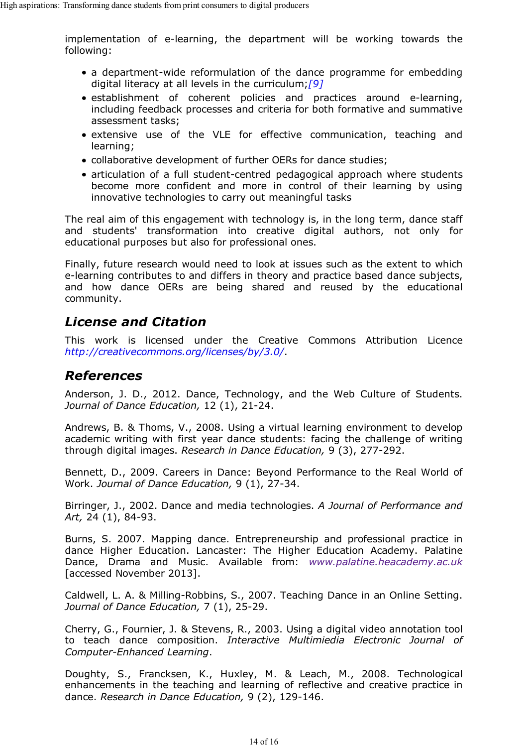implementation of e-learning, the department will be working towards the following:

- a department-wide reformulation of the dance programme for embedding digital literacy at all levels in the curriculum;[9]
- establishment of coherent policies and practices around e-learning, including feedback processes and criteria for both formative and summative assessment tasks;
- extensive use of the VLE for effective communication, teaching and learning;
- collaborative development of further OERs for dance studies;
- articulation of a full student-centred pedagogical approach where students become more confident and more in control of their learning by using innovative technologies to carry out meaningful tasks

The real aim of this engagement with technology is, in the long term, dance staff and students' transformation into creative digital authors, not only for educational purposes but also for professional ones.

Finally, future research would need to look at issues such as the extent to which e-learning contributes to and differs in theory and practice based dance subjects, and how dance OERs are being shared and reused by the educational community.

## License and Citation

This work is licensed under the Creative Commons Attribution Licence *http://creativecommons.org/licenses/by/3.0/*.

## References

Anderson, J. D., 2012. Dance, Technology, and the Web Culture of Students. *Journal of Dance Education,* 12 (1), 21-24.

Andrews, B. & Thoms, V., 2008. Using a virtual learning environment to develop academic writing with first year dance students: facing the challenge of writing through digital images. *Research in Dance Education,* 9 (3), 277-292.

Bennett, D., 2009. Careers in Dance: Beyond Performance to the Real World of Work. *Journal of Dance Education,* 9 (1), 27-34.

Birringer, J., 2002. Dance and media technologies. *A Journal of Performance and Art,* 24 (1), 84-93.

Burns, S. 2007. Mapping dance. Entrepreneurship and professional practice in dance Higher Education. Lancaster: The Higher Education Academy. Palatine Dance, Drama and Music. Available from: *www.palatine.heacademy.ac.uk* [accessed November 2013].

Caldwell, L. A. & Milling-Robbins, S., 2007. Teaching Dance in an Online Setting. *Journal of Dance Education,* 7 (1), 25-29.

Cherry, G., Fournier, J. & Stevens, R., 2003. Using a digital video annotation tool to teach dance composition. *Interactive Multimiedia Electronic Journal of Computer-Enhanced Learning*.

Doughty, S., Francksen, K., Huxley, M. & Leach, M., 2008. Technological enhancements in the teaching and learning of reflective and creative practice in dance. *Research in Dance Education,* 9 (2), 129-146.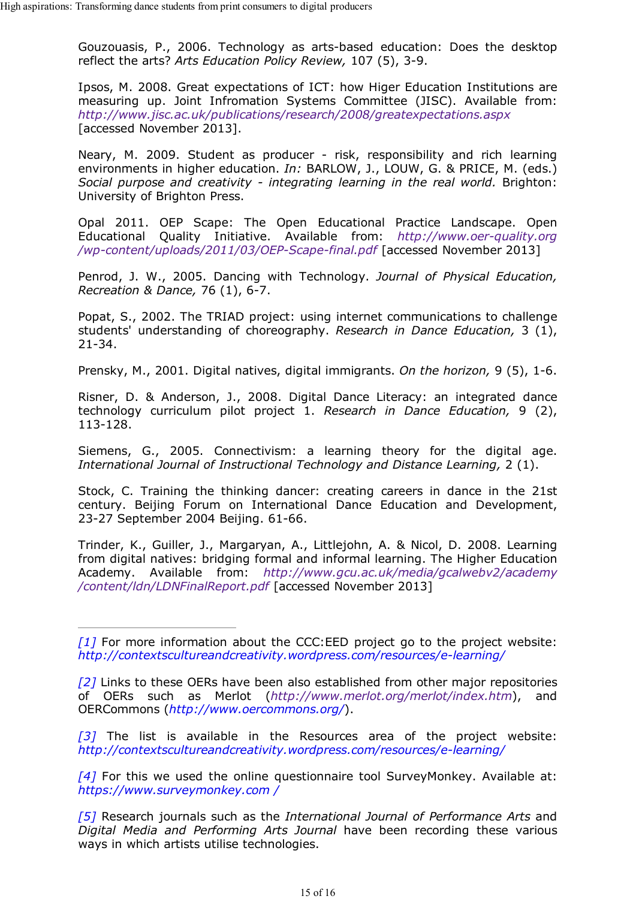Gouzouasis, P., 2006. Technology as arts-based education: Does the desktop reflect the arts? *Arts Education Policy Review,* 107 (5), 3-9.

Ipsos, M. 2008. Great expectations of ICT: how Higer Education Institutions are measuring up. Joint Infromation Systems Committee (JISC). Available from: *http://www.jisc.ac.uk/publications/research/2008/greatexpectations.aspx* [accessed November 2013].

Neary, M. 2009. Student as producer - risk, responsibility and rich learning environments in higher education. *In:* BARLOW, J., LOUW, G. & PRICE, M. (eds.) *Social purpose and creativity - integrating learning in the real world.* Brighton: University of Brighton Press.

Opal 2011. OEP Scape: The Open Educational Practice Landscape. Open Educational Quality Initiative. Available from: *http://www.oer-quality.org/wp-content/uploads/2011/03/OEP-Scape-final.pdf* [accessed November 2013]

Penrod, J. W., 2005. Dancing with Technology. *Journal of Physical Education, Recreation & Dance,* 76 (1), 6-7.

Popat, S., 2002. The TRIAD project: using internet communications to challenge students' understanding of choreography. *Research in Dance Education,* 3 (1), 21-34.

Prensky, M., 2001. Digital natives, digital immigrants. *On the horizon,* 9 (5), 1-6.

Risner, D. & Anderson, J., 2008. Digital Dance Literacy: an integrated dance technology curriculum pilot project 1. *Research in Dance Education,* 9 (2), 113-128.

Siemens, G., 2005. Connectivism: a learning theory for the digital age. *International Journal of Instructional Technology and Distance Learning,* 2 (1).

Stock, C. Training the thinking dancer: creating careers in dance in the 21st century. Beijing Forum on International Dance Education and Development, 23-27 September 2004 Beijing. 61-66.

Trinder, K., Guiller, J., Margaryan, A., Littlejohn, A. & Nicol, D. 2008. Learning from digital natives: bridging formal and informal learning. The Higher Education Academy. Available from: *http://www.gcu.ac.uk/media/gcalwebv2/academy/content/ldn/LDNFinalReport.pdf* [accessed November 2013]

---

*[1]* For more information about the CCC:EED project go to the project website: *http://contextscultureandcreativity.wordpress.com/resources/e-learning/*

*[2]* Links to these OERs have been also established from other major repositories of OERs such as Merlot (*http://www.merlot.org/merlot/index.htm*), and OERCommons (*http://www.oercommons.org/*).

*[3]* The list is available in the Resources area of the project website: *http://contextscultureandcreativity.wordpress.com/resources/e-learning/*

*[4]* For this we used the online questionnaire tool SurveyMonkey. Available at: *https://www.surveymonkey.com /*

*[5]* Research journals such as the *International Journal of Performance Arts* and *Digital Media and Performing Arts Journal* have been recording these various ways in which artists utilise technologies.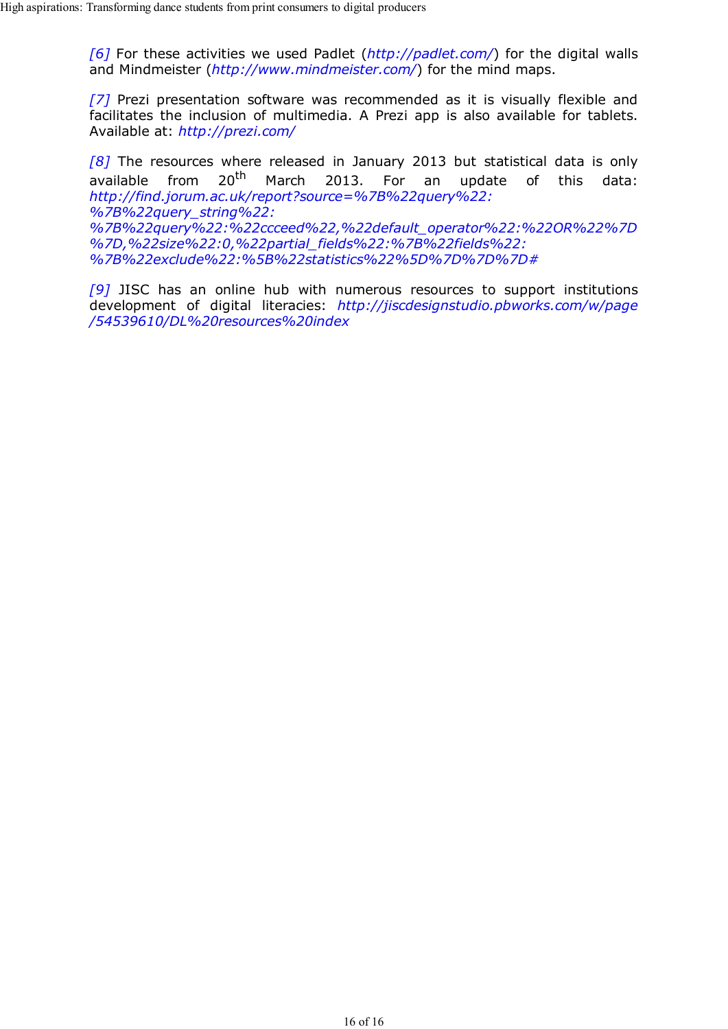[6] For these activities we used Padlet (*http://padlet.com/*) for the digital walls and Mindmeister (*http://www.mindmeister.com/*) for the mind maps.

[7] Prezi presentation software was recommended as it is visually flexible and facilitates the inclusion of multimedia. A Prezi app is also available for tablets. Available at: *http://prezi.com/*

[8] The resources where released in January 2013 but statistical data is only available from 20th March 2013. For an update of this data: *http://find.jorum.ac.uk/report?source=%7B%22query%22:%7B%22query_string%22:%7B%22query%22:%22ccceed%22,%22default_operator%22:%22OR%22%7D%7D,%22size%22:0,%22partial_fields%22:%7B%22fields%22:%7B%22exclude%22:%5B%22statistics%22%5D%7D%7D%7D#*

[9] JISC has an online hub with numerous resources to support institutions development of digital literacies: *http://jiscdesignstudio.pbworks.com/w/page/54539610/DL%20resources%20index*